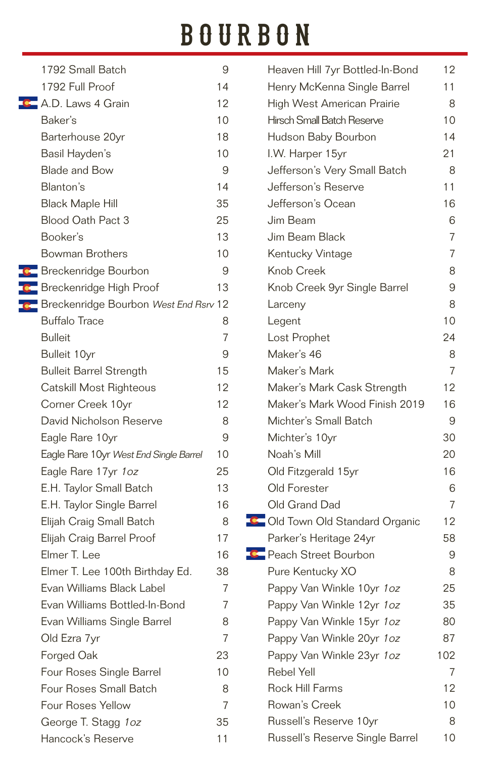# BOURBON

| Bourbon | Price |
| --- | --- |
| 1792 Small Batch | 9 |
| 1792 Full Proof | 14 |
| A.D. Laws 4 Grain | 12 |
| Baker's | 10 |
| Barterhouse 20yr | 18 |
| Basil Hayden's | 10 |
| Blade and Bow | 9 |
| Blanton's | 14 |
| Black Maple Hill | 35 |
| Blood Oath Pact 3 | 25 |
| Booker's | 13 |
| Bowman Brothers | 10 |
| Breckenridge Bourbon | 9 |
| Breckenridge High Proof | 13 |
| Breckenridge Bourbon *West End Rsrv* | 12 |
| Buffalo Trace | 8 |
| Bulleit | 7 |
| Bulleit 10yr | 9 |
| Bulleit Barrel Strength | 15 |
| Catskill Most Righteous | 12 |
| Corner Creek 10yr | 12 |
| David Nicholson Reserve | 8 |
| Eagle Rare 10yr | 9 |
| Eagle Rare 10yr *West End Single Barrel* | 10 |
| Eagle Rare 17yr *1oz* | 25 |
| E.H. Taylor Small Batch | 13 |
| E.H. Taylor Single Barrel | 16 |
| Elijah Craig Small Batch | 8 |
| Elijah Craig Barrel Proof | 17 |
| Elmer T. Lee | 16 |
| Elmer T. Lee 100th Birthday Ed. | 38 |
| Evan Williams Black Label | 7 |
| Evan Williams Bottled-In-Bond | 7 |
| Evan Williams Single Barrel | 8 |
| Old Ezra 7yr | 7 |
| Forged Oak | 23 |
| Four Roses Single Barrel | 10 |
| Four Roses Small Batch | 8 |
| Four Roses Yellow | 7 |
| George T. Stagg *1oz* | 35 |
| Hancock's Reserve | 11 |
| Heaven Hill 7yr Bottled-In-Bond | 12 |
| Henry McKenna Single Barrel | 11 |
| High West American Prairie | 8 |
| Hirsch Small Batch Reserve | 10 |
| Hudson Baby Bourbon | 14 |
| I.W. Harper 15yr | 21 |
| Jefferson's Very Small Batch | 8 |
| Jefferson's Reserve | 11 |
| Jefferson's Ocean | 16 |
| Jim Beam | 6 |
| Jim Beam Black | 7 |
| Kentucky Vintage | 7 |
| Knob Creek | 8 |
| Knob Creek 9yr Single Barrel | 9 |
| Larceny | 8 |
| Legent | 10 |
| Lost Prophet | 24 |
| Maker's 46 | 8 |
| Maker's Mark | 7 |
| Maker's Mark Cask Strength | 12 |
| Maker's Mark Wood Finish 2019 | 16 |
| Michter's Small Batch | 9 |
| Michter's 10yr | 30 |
| Noah's Mill | 20 |
| Old Fitzgerald 15yr | 16 |
| Old Forester | 6 |
| Old Grand Dad | 7 |
| Old Town Old Standard Organic | 12 |
| Parker's Heritage 24yr | 58 |
| Peach Street Bourbon | 9 |
| Pure Kentucky XO | 8 |
| Pappy Van Winkle 10yr *1oz* | 25 |
| Pappy Van Winkle 12yr *1oz* | 35 |
| Pappy Van Winkle 15yr *1oz* | 80 |
| Pappy Van Winkle 20yr *1oz* | 87 |
| Pappy Van Winkle 23yr *1oz* | 102 |
| Rebel Yell | 7 |
| Rock Hill Farms | 12 |
| Rowan's Creek | 10 |
| Russell's Reserve 10yr | 8 |
| Russell's Reserve Single Barrel | 10 |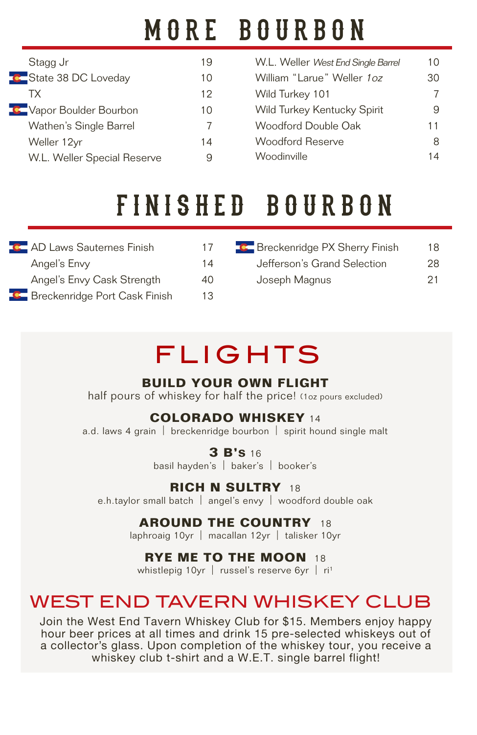# MORE BOURBON

| Item | Price |
|---|---|
| Stagg Jr | 19 |
| State 38 DC Loveday | 10 |
| TX | 12 |
| Vapor Boulder Bourbon | 10 |
| Wathen's Single Barrel | 7 |
| Weller 12yr | 14 |
| W.L. Weller Special Reserve | 9 |
| W.L. Weller *West End Single Barrel* | 10 |
| William "Larue" Weller *1oz* | 30 |
| Wild Turkey 101 | 7 |
| Wild Turkey Kentucky Spirit | 9 |
| Woodford Double Oak | 11 |
| Woodford Reserve | 8 |
| Woodinville | 14 |

# FINISHED BOURBON

| Item | Price |
|---|---|
| AD Laws Sauternes Finish | 17 |
| Angel's Envy | 14 |
| Angel's Envy Cask Strength | 40 |
| Breckenridge Port Cask Finish | 13 |
| Breckenridge PX Sherry Finish | 18 |
| Jefferson's Grand Selection | 28 |
| Joseph Magnus | 21 |

# FLIGHTS

### BUILD YOUR OWN FLIGHT
half pours of whiskey for half the price! (1oz pours excluded)

### COLORADO WHISKEY 14
a.d. laws 4 grain | breckenridge bourbon | spirit hound single malt

### 3 B's 16
basil hayden's | baker's | booker's

### RICH N SULTRY 18
e.h.taylor small batch | angel's envy | woodford double oak

### AROUND THE COUNTRY 18
laphroaig 10yr | macallan 12yr | talisker 10yr

### RYE ME TO THE MOON 18
whistlepig 10yr | russel's reserve 6yr | ri1

## WEST END TAVERN WHISKEY CLUB

Join the West End Tavern Whiskey Club for $15. Members enjoy happy hour beer prices at all times and drink 15 pre-selected whiskeys out of a collector's glass. Upon completion of the whiskey tour, you receive a whiskey club t-shirt and a W.E.T. single barrel flight!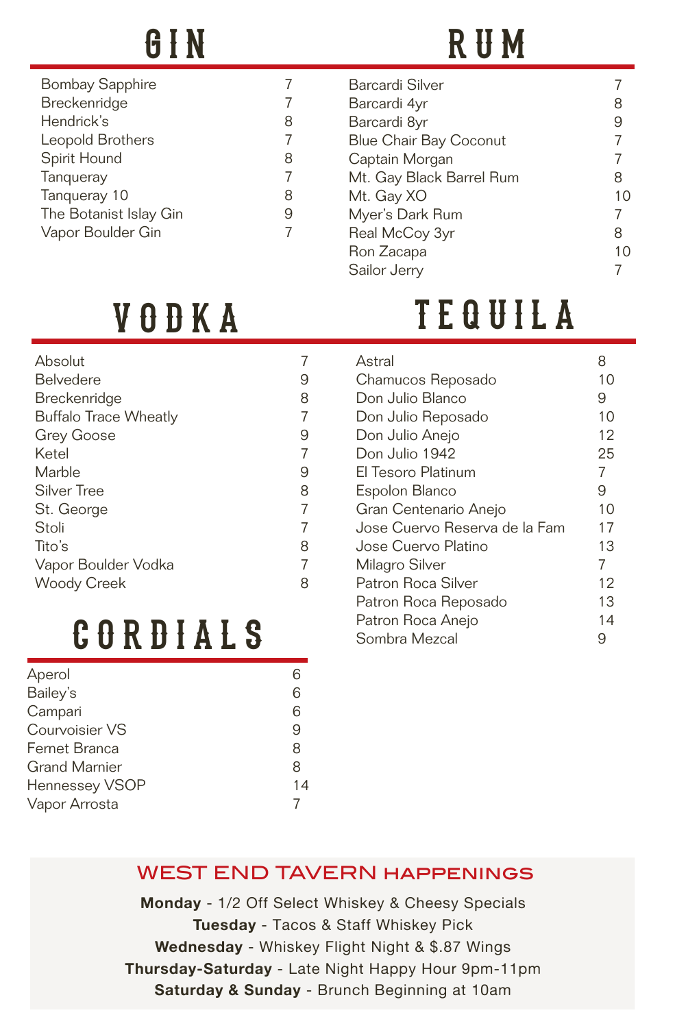# GIN

| | |
|---|---|
| Bombay Sapphire | 7 |
| Breckenridge | 7 |
| Hendrick's | 8 |
| Leopold Brothers | 7 |
| Spirit Hound | 8 |
| Tanqueray | 7 |
| Tanqueray 10 | 8 |
| The Botanist Islay Gin | 9 |
| Vapor Boulder Gin | 7 |

# RUM

| | |
|---|---|
| Barcardi Silver | 7 |
| Barcardi 4yr | 8 |
| Barcardi 8yr | 9 |
| Blue Chair Bay Coconut | 7 |
| Captain Morgan | 7 |
| Mt. Gay Black Barrel Rum | 8 |
| Mt. Gay XO | 10 |
| Myer's Dark Rum | 7 |
| Real McCoy 3yr | 8 |
| Ron Zacapa | 10 |
| Sailor Jerry | 7 |

# VODKA

| | |
|---|---|
| Absolut | 7 |
| Belvedere | 9 |
| Breckenridge | 8 |
| Buffalo Trace Wheatly | 7 |
| Grey Goose | 9 |
| Ketel | 7 |
| Marble | 9 |
| Silver Tree | 8 |
| St. George | 7 |
| Stoli | 7 |
| Tito's | 8 |
| Vapor Boulder Vodka | 7 |
| Woody Creek | 8 |

# TEQUILA

| | |
|---|---|
| Astral | 8 |
| Chamucos Reposado | 10 |
| Don Julio Blanco | 9 |
| Don Julio Reposado | 10 |
| Don Julio Anejo | 12 |
| Don Julio 1942 | 25 |
| El Tesoro Platinum | 7 |
| Espolon Blanco | 9 |
| Gran Centenario Anejo | 10 |
| Jose Cuervo Reserva de la Fam | 17 |
| Jose Cuervo Platino | 13 |
| Milagro Silver | 7 |
| Patron Roca Silver | 12 |
| Patron Roca Reposado | 13 |
| Patron Roca Anejo | 14 |
| Sombra Mezcal | 9 |

# CORDIALS

| | |
|---|---|
| Aperol | 6 |
| Bailey's | 6 |
| Campari | 6 |
| Courvoisier VS | 9 |
| Fernet Branca | 8 |
| Grand Marnier | 8 |
| Hennessey VSOP | 14 |
| Vapor Arrosta | 7 |

## WEST END TAVERN HAPPENINGS

**Monday** - 1/2 Off Select Whiskey & Cheesy Specials

**Tuesday** - Tacos & Staff Whiskey Pick

**Wednesday** - Whiskey Flight Night & $.87 Wings

**Thursday-Saturday** - Late Night Happy Hour 9pm-11pm

**Saturday & Sunday** - Brunch Beginning at 10am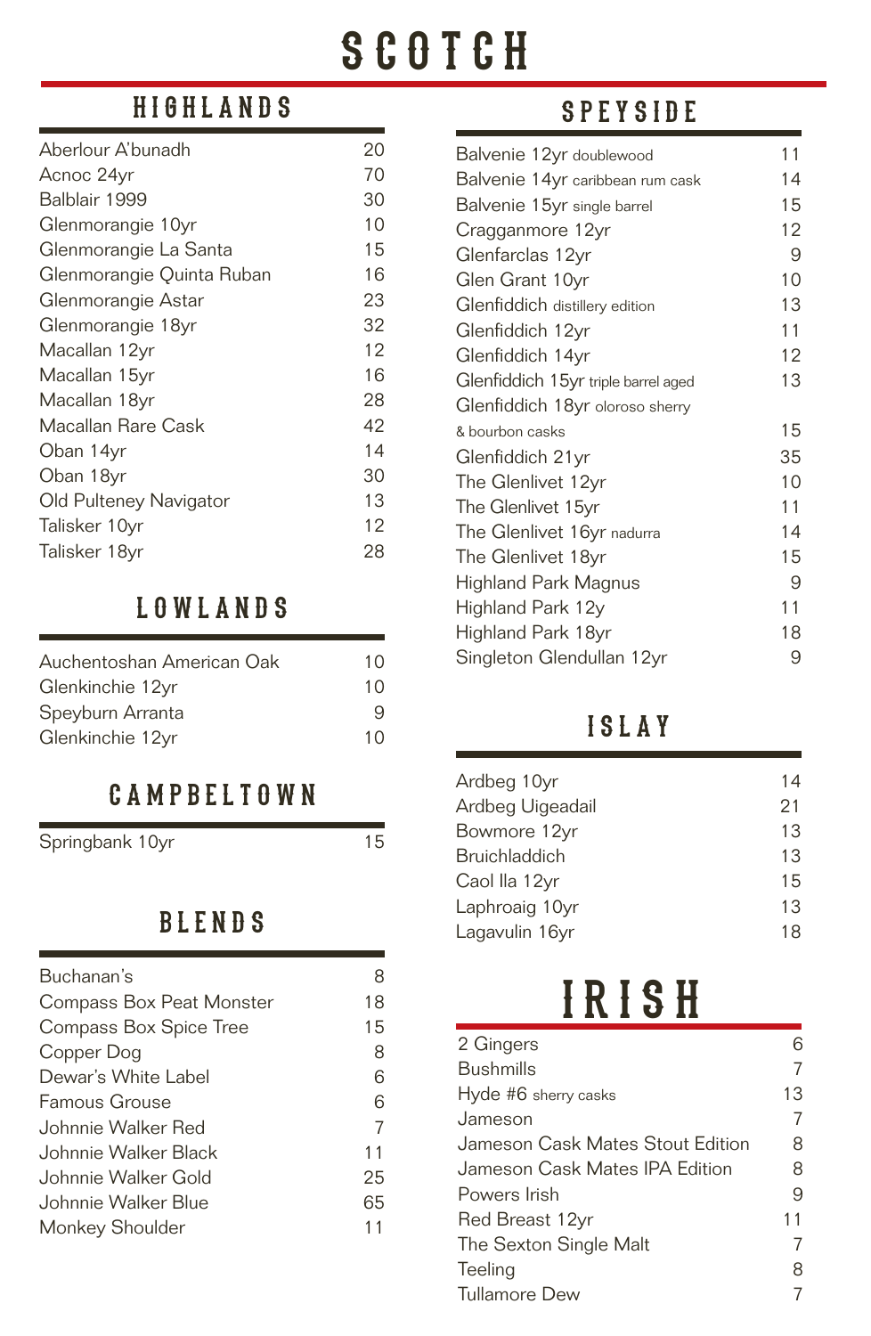# SCOTCH

## HIGHLANDS

| Whisky | Price |
|---|---|
| Aberlour A'bunadh | 20 |
| Acnoc 24yr | 70 |
| Balblair 1999 | 30 |
| Glenmorangie 10yr | 10 |
| Glenmorangie La Santa | 15 |
| Glenmorangie Quinta Ruban | 16 |
| Glenmorangie Astar | 23 |
| Glenmorangie 18yr | 32 |
| Macallan 12yr | 12 |
| Macallan 15yr | 16 |
| Macallan 18yr | 28 |
| Macallan Rare Cask | 42 |
| Oban 14yr | 14 |
| Oban 18yr | 30 |
| Old Pulteney Navigator | 13 |
| Talisker 10yr | 12 |
| Talisker 18yr | 28 |

## LOWLANDS

| Whisky | Price |
|---|---|
| Auchentoshan American Oak | 10 |
| Glenkinchie 12yr | 10 |
| Speyburn Arranta | 9 |
| Glenkinchie 12yr | 10 |

## CAMPBELTOWN

| Whisky | Price |
|---|---|
| Springbank 10yr | 15 |

## BLENDS

| Whisky | Price |
|---|---|
| Buchanan's | 8 |
| Compass Box Peat Monster | 18 |
| Compass Box Spice Tree | 15 |
| Copper Dog | 8 |
| Dewar's White Label | 6 |
| Famous Grouse | 6 |
| Johnnie Walker Red | 7 |
| Johnnie Walker Black | 11 |
| Johnnie Walker Gold | 25 |
| Johnnie Walker Blue | 65 |
| Monkey Shoulder | 11 |

## SPEYSIDE

| Whisky | Price |
|---|---|
| Balvenie 12yr doublewood | 11 |
| Balvenie 14yr caribbean rum cask | 14 |
| Balvenie 15yr single barrel | 15 |
| Cragganmore 12yr | 12 |
| Glenfarclas 12yr | 9 |
| Glen Grant 10yr | 10 |
| Glenfiddich distillery edition | 13 |
| Glenfiddich 12yr | 11 |
| Glenfiddich 14yr | 12 |
| Glenfiddich 15yr triple barrel aged | 13 |
| Glenfiddich 18yr oloroso sherry & bourbon casks | 15 |
| Glenfiddich 21yr | 35 |
| The Glenlivet 12yr | 10 |
| The Glenlivet 15yr | 11 |
| The Glenlivet 16yr nadurra | 14 |
| The Glenlivet 18yr | 15 |
| Highland Park Magnus | 9 |
| Highland Park 12y | 11 |
| Highland Park 18yr | 18 |
| Singleton Glendullan 12yr | 9 |

## ISLAY

| Whisky | Price |
|---|---|
| Ardbeg 10yr | 14 |
| Ardbeg Uigeadail | 21 |
| Bowmore 12yr | 13 |
| Bruichladdich | 13 |
| Caol Ila 12yr | 15 |
| Laphroaig 10yr | 13 |
| Lagavulin 16yr | 18 |

# IRISH

| Whiskey | Price |
|---|---|
| 2 Gingers | 6 |
| Bushmills | 7 |
| Hyde #6 sherry casks | 13 |
| Jameson | 7 |
| Jameson Cask Mates Stout Edition | 8 |
| Jameson Cask Mates IPA Edition | 8 |
| Powers Irish | 9 |
| Red Breast 12yr | 11 |
| The Sexton Single Malt | 7 |
| Teeling | 8 |
| Tullamore Dew | 7 |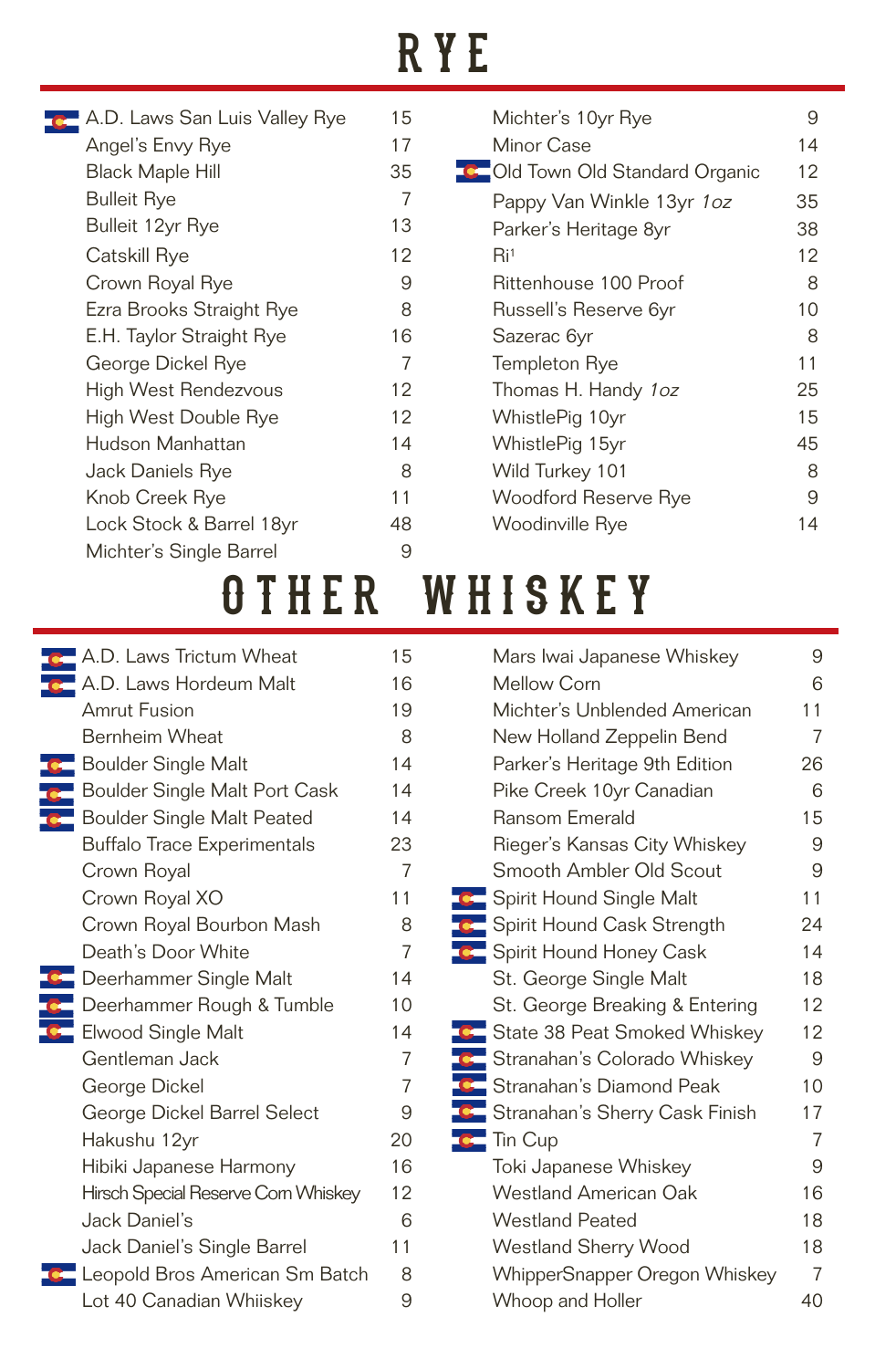# RYE

| | |
|---|---|
| A.D. Laws San Luis Valley Rye | 15 |
| Angel's Envy Rye | 17 |
| Black Maple Hill | 35 |
| Bulleit Rye | 7 |
| Bulleit 12yr Rye | 13 |
| Catskill Rye | 12 |
| Crown Royal Rye | 9 |
| Ezra Brooks Straight Rye | 8 |
| E.H. Taylor Straight Rye | 16 |
| George Dickel Rye | 7 |
| High West Rendezvous | 12 |
| High West Double Rye | 12 |
| Hudson Manhattan | 14 |
| Jack Daniels Rye | 8 |
| Knob Creek Rye | 11 |
| Lock Stock & Barrel 18yr | 48 |
| Michter's Single Barrel | 9 |
| Michter's 10yr Rye | 9 |
| Minor Case | 14 |
| Old Town Old Standard Organic | 12 |
| Pappy Van Winkle 13yr *1oz* | 35 |
| Parker's Heritage 8yr | 38 |
| Ri[1] | 12 |
| Rittenhouse 100 Proof | 8 |
| Russell's Reserve 6yr | 10 |
| Sazerac 6yr | 8 |
| Templeton Rye | 11 |
| Thomas H. Handy *1oz* | 25 |
| WhistlePig 10yr | 15 |
| WhistlePig 15yr | 45 |
| Wild Turkey 101 | 8 |
| Woodford Reserve Rye | 9 |
| Woodinville Rye | 14 |

# OTHER WHISKEY

| | |
|---|---|
| A.D. Laws Trictum Wheat | 15 |
| A.D. Laws Hordeum Malt | 16 |
| Amrut Fusion | 19 |
| Bernheim Wheat | 8 |
| Boulder Single Malt | 14 |
| Boulder Single Malt Port Cask | 14 |
| Boulder Single Malt Peated | 14 |
| Buffalo Trace Experimentals | 23 |
| Crown Royal | 7 |
| Crown Royal XO | 11 |
| Crown Royal Bourbon Mash | 8 |
| Death's Door White | 7 |
| Deerhammer Single Malt | 14 |
| Deerhammer Rough & Tumble | 10 |
| Elwood Single Malt | 14 |
| Gentleman Jack | 7 |
| George Dickel | 7 |
| George Dickel Barrel Select | 9 |
| Hakushu 12yr | 20 |
| Hibiki Japanese Harmony | 16 |
| Hirsch Special Reserve Corn Whiskey | 12 |
| Jack Daniel's | 6 |
| Jack Daniel's Single Barrel | 11 |
| Leopold Bros American Sm Batch | 8 |
| Lot 40 Canadian Whiiskey | 9 |
| Mars Iwai Japanese Whiskey | 9 |
| Mellow Corn | 6 |
| Michter's Unblended American | 11 |
| New Holland Zeppelin Bend | 7 |
| Parker's Heritage 9th Edition | 26 |
| Pike Creek 10yr Canadian | 6 |
| Ransom Emerald | 15 |
| Rieger's Kansas City Whiskey | 9 |
| Smooth Ambler Old Scout | 9 |
| Spirit Hound Single Malt | 11 |
| Spirit Hound Cask Strength | 24 |
| Spirit Hound Honey Cask | 14 |
| St. George Single Malt | 18 |
| St. George Breaking & Entering | 12 |
| State 38 Peat Smoked Whiskey | 12 |
| Stranahan's Colorado Whiskey | 9 |
| Stranahan's Diamond Peak | 10 |
| Stranahan's Sherry Cask Finish | 17 |
| Tin Cup | 7 |
| Toki Japanese Whiskey | 9 |
| Westland American Oak | 16 |
| Westland Peated | 18 |
| Westland Sherry Wood | 18 |
| WhipperSnapper Oregon Whiskey | 7 |
| Whoop and Holler | 40 |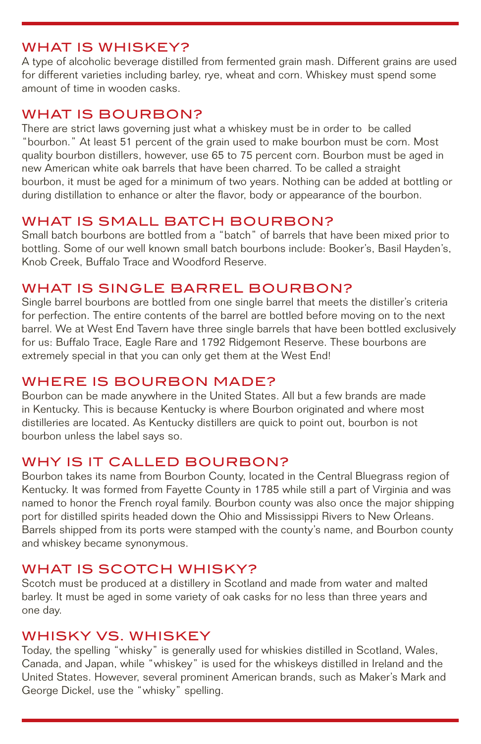## WHAT IS WHISKEY?

A type of alcoholic beverage distilled from fermented grain mash. Different grains are used for different varieties including barley, rye, wheat and corn. Whiskey must spend some amount of time in wooden casks.

## WHAT IS BOURBON?

There are strict laws governing just what a whiskey must be in order to be called "bourbon." At least 51 percent of the grain used to make bourbon must be corn. Most quality bourbon distillers, however, use 65 to 75 percent corn. Bourbon must be aged in new American white oak barrels that have been charred. To be called a straight bourbon, it must be aged for a minimum of two years. Nothing can be added at bottling or during distillation to enhance or alter the flavor, body or appearance of the bourbon.

## WHAT IS SMALL BATCH BOURBON?

Small batch bourbons are bottled from a "batch" of barrels that have been mixed prior to bottling. Some of our well known small batch bourbons include: Booker's, Basil Hayden's, Knob Creek, Buffalo Trace and Woodford Reserve.

## WHAT IS SINGLE BARREL BOURBON?

Single barrel bourbons are bottled from one single barrel that meets the distiller's criteria for perfection. The entire contents of the barrel are bottled before moving on to the next barrel. We at West End Tavern have three single barrels that have been bottled exclusively for us: Buffalo Trace, Eagle Rare and 1792 Ridgemont Reserve. These bourbons are extremely special in that you can only get them at the West End!

## WHERE IS BOURBON MADE?

Bourbon can be made anywhere in the United States. All but a few brands are made in Kentucky. This is because Kentucky is where Bourbon originated and where most distilleries are located. As Kentucky distillers are quick to point out, bourbon is not bourbon unless the label says so.

## WHY IS IT CALLED BOURBON?

Bourbon takes its name from Bourbon County, located in the Central Bluegrass region of Kentucky. It was formed from Fayette County in 1785 while still a part of Virginia and was named to honor the French royal family. Bourbon county was also once the major shipping port for distilled spirits headed down the Ohio and Mississippi Rivers to New Orleans. Barrels shipped from its ports were stamped with the county's name, and Bourbon county and whiskey became synonymous.

## WHAT IS SCOTCH WHISKY?

Scotch must be produced at a distillery in Scotland and made from water and malted barley. It must be aged in some variety of oak casks for no less than three years and one day.

## WHISKY VS. WHISKEY

Today, the spelling "whisky" is generally used for whiskies distilled in Scotland, Wales, Canada, and Japan, while "whiskey" is used for the whiskeys distilled in Ireland and the United States. However, several prominent American brands, such as Maker's Mark and George Dickel, use the "whisky" spelling.